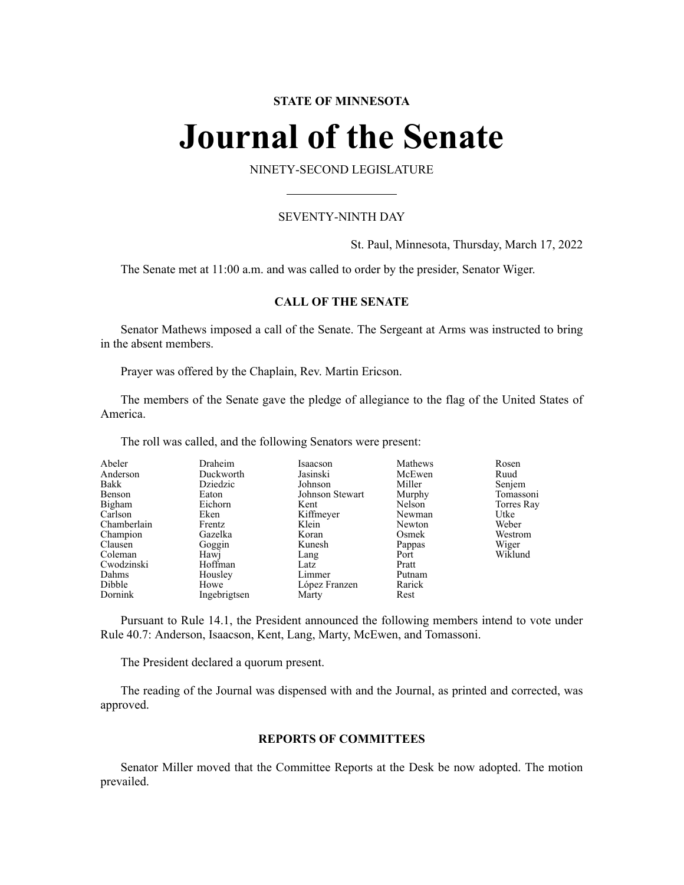**STATE OF MINNESOTA**

# Journal of the Senate

NINETY-SECOND LEGISLATURE

---

SEVENTY-NINTH DAY

St. Paul, Minnesota, Thursday, March 17, 2022

The Senate met at 11:00 a.m. and was called to order by the presider, Senator Wiger.

## CALL OF THE SENATE

Senator Mathews imposed a call of the Senate. The Sergeant at Arms was instructed to bring in the absent members.

Prayer was offered by the Chaplain, Rev. Martin Ericson.

The members of the Senate gave the pledge of allegiance to the flag of the United States of America.

The roll was called, and the following Senators were present:

| | | | | |
|---|---|---|---|---|
| Abeler | Draheim | Isaacson | Mathews | Rosen |
| Anderson | Duckworth | Jasinski | McEwen | Ruud |
| Bakk | Dziedzic | Johnson | Miller | Senjem |
| Benson | Eaton | Johnson Stewart | Murphy | Tomassoni |
| Bigham | Eichorn | Kent | Nelson | Torres Ray |
| Carlson | Eken | Kiffmeyer | Newman | Utke |
| Chamberlain | Frentz | Klein | Newton | Weber |
| Champion | Gazelka | Koran | Osmek | Westrom |
| Clausen | Goggin | Kunesh | Pappas | Wiger |
| Coleman | Hawj | Lang | Port | Wiklund |
| Cwodzinski | Hoffman | Latz | Pratt | |
| Dahms | Housley | Limmer | Putnam | |
| Dibble | Howe | López Franzen | Rarick | |
| Dornink | Ingebrigtsen | Marty | Rest | |

Pursuant to Rule 14.1, the President announced the following members intend to vote under Rule 40.7: Anderson, Isaacson, Kent, Lang, Marty, McEwen, and Tomassoni.

The President declared a quorum present.

The reading of the Journal was dispensed with and the Journal, as printed and corrected, was approved.

## REPORTS OF COMMITTEES

Senator Miller moved that the Committee Reports at the Desk be now adopted. The motion prevailed.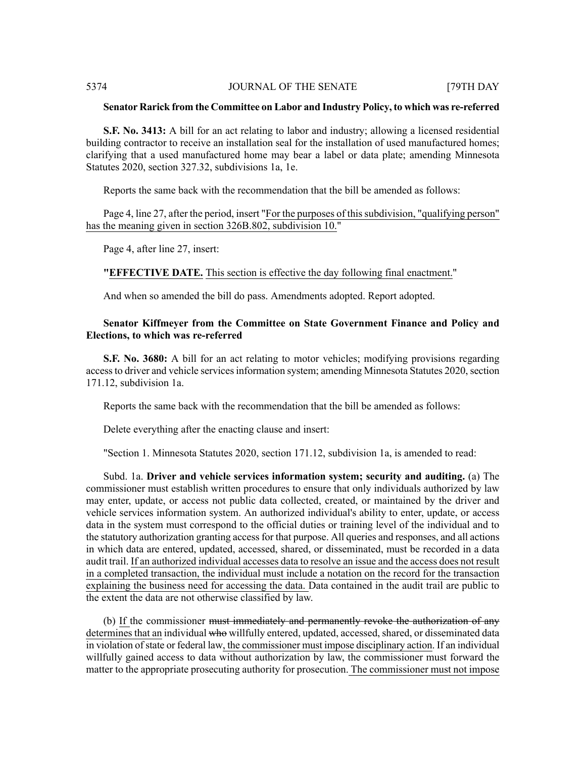**Senator Rarick from the Committee on Labor and Industry Policy, to which was re-referred**

**S.F. No. 3413:** A bill for an act relating to labor and industry; allowing a licensed residential building contractor to receive an installation seal for the installation of used manufactured homes; clarifying that a used manufactured home may bear a label or data plate; amending Minnesota Statutes 2020, section 327.32, subdivisions 1a, 1e.

Reports the same back with the recommendation that the bill be amended as follows:

Page 4, line 27, after the period, insert "<u>For the purposes of this subdivision, "qualifying person" has the meaning given in section 326B.802, subdivision 10.</u>"

Page 4, after line 27, insert:

"**<u>EFFECTIVE DATE.</u>** <u>This section is effective the day following final enactment.</u>"

And when so amended the bill do pass. Amendments adopted. Report adopted.

**Senator Kiffmeyer from the Committee on State Government Finance and Policy and Elections, to which was re-referred**

**S.F. No. 3680:** A bill for an act relating to motor vehicles; modifying provisions regarding access to driver and vehicle services information system; amending Minnesota Statutes 2020, section 171.12, subdivision 1a.

Reports the same back with the recommendation that the bill be amended as follows:

Delete everything after the enacting clause and insert:

"Section 1. Minnesota Statutes 2020, section 171.12, subdivision 1a, is amended to read:

Subd. 1a. **Driver and vehicle services information system; security and auditing.** (a) The commissioner must establish written procedures to ensure that only individuals authorized by law may enter, update, or access not public data collected, created, or maintained by the driver and vehicle services information system. An authorized individual's ability to enter, update, or access data in the system must correspond to the official duties or training level of the individual and to the statutory authorization granting access for that purpose. All queries and responses, and all actions in which data are entered, updated, accessed, shared, or disseminated, must be recorded in a data audit trail. <u>If an authorized individual accesses data to resolve an issue and the access does not result in a completed transaction, the individual must include a notation on the record for the transaction explaining the business need for accessing the data.</u> Data contained in the audit trail are public to the extent the data are not otherwise classified by law.

(b) <u>If</u> the commissioner ~~must immediately and permanently revoke the authorization of any~~ <u>determines that an</u> individual ~~who~~ willfully entered, updated, accessed, shared, or disseminated data in violation of state or federal law<u>, the commissioner must impose disciplinary action</u>. If an individual willfully gained access to data without authorization by law, the commissioner must forward the matter to the appropriate prosecuting authority for prosecution. <u>The commissioner must not impose</u>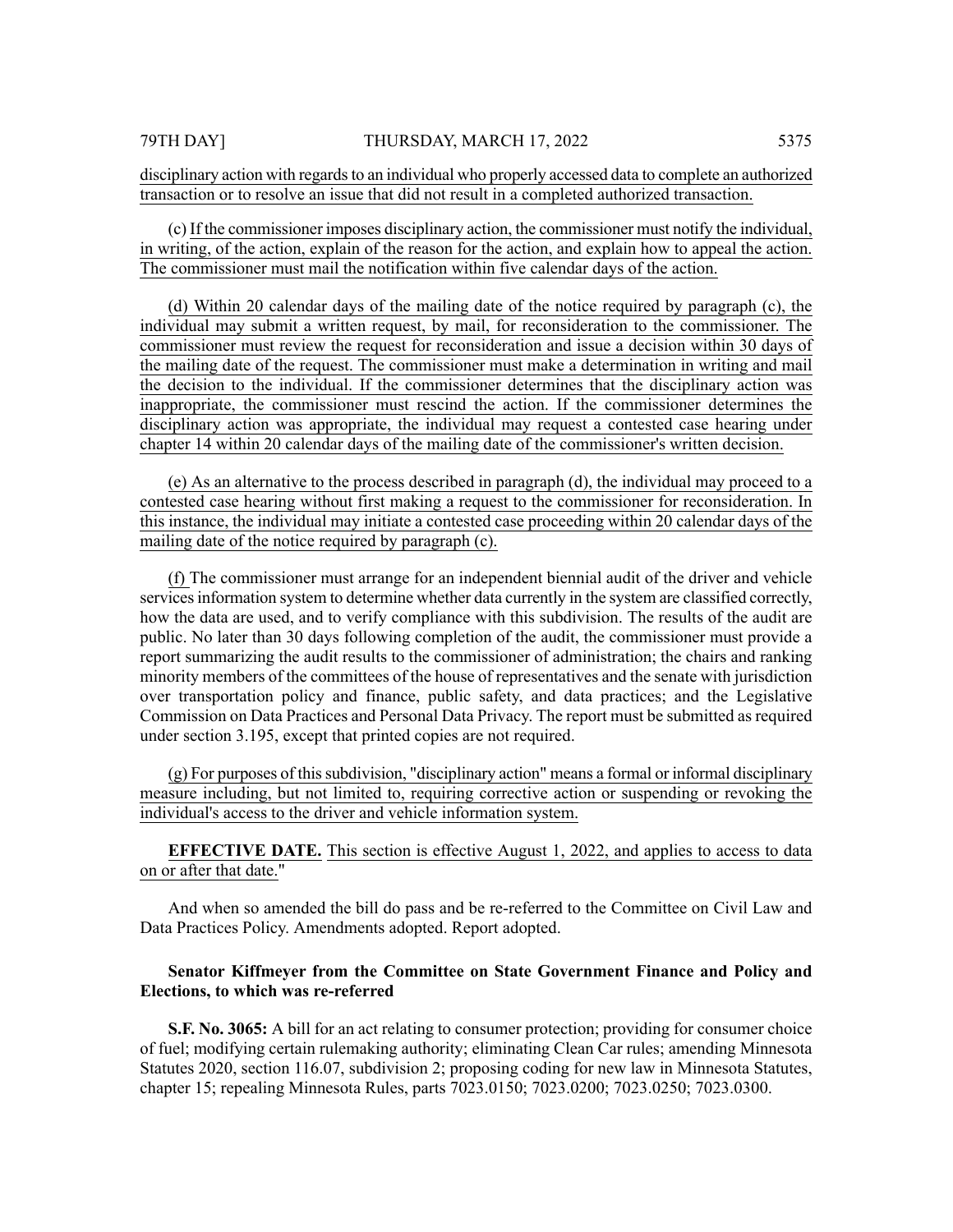disciplinary action with regards to an individual who properly accessed data to complete an authorized transaction or to resolve an issue that did not result in a completed authorized transaction.

(c) If the commissioner imposes disciplinary action, the commissioner must notify the individual, in writing, of the action, explain of the reason for the action, and explain how to appeal the action. The commissioner must mail the notification within five calendar days of the action.

(d) Within 20 calendar days of the mailing date of the notice required by paragraph (c), the individual may submit a written request, by mail, for reconsideration to the commissioner. The commissioner must review the request for reconsideration and issue a decision within 30 days of the mailing date of the request. The commissioner must make a determination in writing and mail the decision to the individual. If the commissioner determines that the disciplinary action was inappropriate, the commissioner must rescind the action. If the commissioner determines the disciplinary action was appropriate, the individual may request a contested case hearing under chapter 14 within 20 calendar days of the mailing date of the commissioner's written decision.

(e) As an alternative to the process described in paragraph (d), the individual may proceed to a contested case hearing without first making a request to the commissioner for reconsideration. In this instance, the individual may initiate a contested case proceeding within 20 calendar days of the mailing date of the notice required by paragraph (c).

(f) The commissioner must arrange for an independent biennial audit of the driver and vehicle services information system to determine whether data currently in the system are classified correctly, how the data are used, and to verify compliance with this subdivision. The results of the audit are public. No later than 30 days following completion of the audit, the commissioner must provide a report summarizing the audit results to the commissioner of administration; the chairs and ranking minority members of the committees of the house of representatives and the senate with jurisdiction over transportation policy and finance, public safety, and data practices; and the Legislative Commission on Data Practices and Personal Data Privacy. The report must be submitted as required under section 3.195, except that printed copies are not required.

(g) For purposes of this subdivision, "disciplinary action" means a formal or informal disciplinary measure including, but not limited to, requiring corrective action or suspending or revoking the individual's access to the driver and vehicle information system.

**EFFECTIVE DATE.** This section is effective August 1, 2022, and applies to access to data on or after that date."

And when so amended the bill do pass and be re-referred to the Committee on Civil Law and Data Practices Policy. Amendments adopted. Report adopted.

**Senator Kiffmeyer from the Committee on State Government Finance and Policy and Elections, to which was re-referred**

**S.F. No. 3065:** A bill for an act relating to consumer protection; providing for consumer choice of fuel; modifying certain rulemaking authority; eliminating Clean Car rules; amending Minnesota Statutes 2020, section 116.07, subdivision 2; proposing coding for new law in Minnesota Statutes, chapter 15; repealing Minnesota Rules, parts 7023.0150; 7023.0200; 7023.0250; 7023.0300.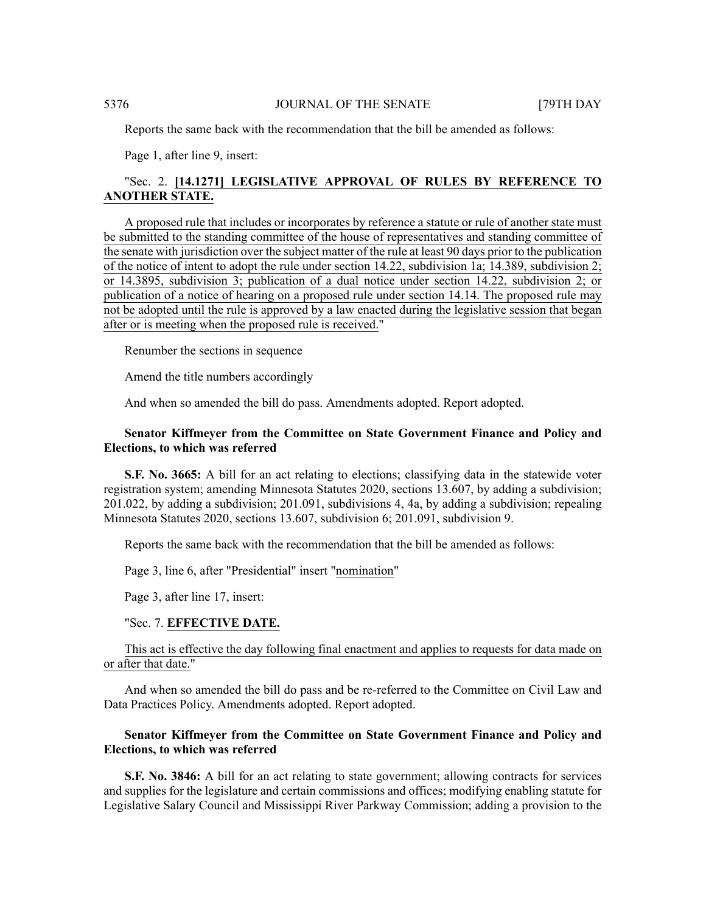Reports the same back with the recommendation that the bill be amended as follows:

Page 1, after line 9, insert:

"Sec. 2. **[14.1271] LEGISLATIVE APPROVAL OF RULES BY REFERENCE TO ANOTHER STATE.**

A proposed rule that includes or incorporates by reference a statute or rule of another state must be submitted to the standing committee of the house of representatives and standing committee of the senate with jurisdiction over the subject matter of the rule at least 90 days prior to the publication of the notice of intent to adopt the rule under section 14.22, subdivision 1a; 14.389, subdivision 2; or 14.3895, subdivision 3; publication of a dual notice under section 14.22, subdivision 2; or publication of a notice of hearing on a proposed rule under section 14.14. The proposed rule may not be adopted until the rule is approved by a law enacted during the legislative session that began after or is meeting when the proposed rule is received."

Renumber the sections in sequence

Amend the title numbers accordingly

And when so amended the bill do pass. Amendments adopted. Report adopted.

**Senator Kiffmeyer from the Committee on State Government Finance and Policy and Elections, to which was referred**

**S.F. No. 3665:** A bill for an act relating to elections; classifying data in the statewide voter registration system; amending Minnesota Statutes 2020, sections 13.607, by adding a subdivision; 201.022, by adding a subdivision; 201.091, subdivisions 4, 4a, by adding a subdivision; repealing Minnesota Statutes 2020, sections 13.607, subdivision 6; 201.091, subdivision 9.

Reports the same back with the recommendation that the bill be amended as follows:

Page 3, line 6, after "Presidential" insert "nomination"

Page 3, after line 17, insert:

"Sec. 7. **EFFECTIVE DATE.**

This act is effective the day following final enactment and applies to requests for data made on or after that date."

And when so amended the bill do pass and be re-referred to the Committee on Civil Law and Data Practices Policy. Amendments adopted. Report adopted.

**Senator Kiffmeyer from the Committee on State Government Finance and Policy and Elections, to which was referred**

**S.F. No. 3846:** A bill for an act relating to state government; allowing contracts for services and supplies for the legislature and certain commissions and offices; modifying enabling statute for Legislative Salary Council and Mississippi River Parkway Commission; adding a provision to the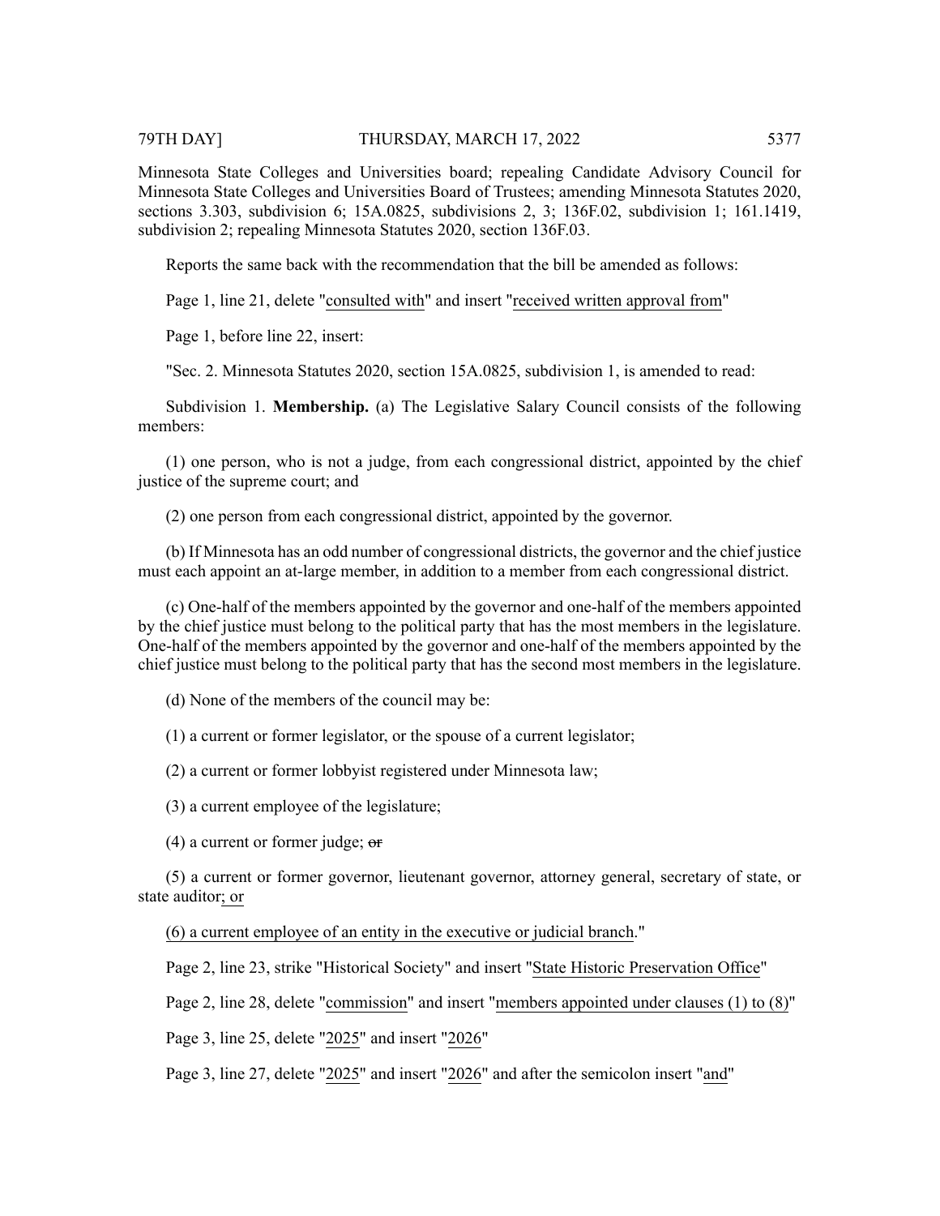Minnesota State Colleges and Universities board; repealing Candidate Advisory Council for Minnesota State Colleges and Universities Board of Trustees; amending Minnesota Statutes 2020, sections 3.303, subdivision 6; 15A.0825, subdivisions 2, 3; 136F.02, subdivision 1; 161.1419, subdivision 2; repealing Minnesota Statutes 2020, section 136F.03.

Reports the same back with the recommendation that the bill be amended as follows:

Page 1, line 21, delete "consulted with" and insert "received written approval from"

Page 1, before line 22, insert:

"Sec. 2. Minnesota Statutes 2020, section 15A.0825, subdivision 1, is amended to read:

Subdivision 1. **Membership.** (a) The Legislative Salary Council consists of the following members:

(1) one person, who is not a judge, from each congressional district, appointed by the chief justice of the supreme court; and

(2) one person from each congressional district, appointed by the governor.

(b) If Minnesota has an odd number of congressional districts, the governor and the chief justice must each appoint an at-large member, in addition to a member from each congressional district.

(c) One-half of the members appointed by the governor and one-half of the members appointed by the chief justice must belong to the political party that has the most members in the legislature. One-half of the members appointed by the governor and one-half of the members appointed by the chief justice must belong to the political party that has the second most members in the legislature.

(d) None of the members of the council may be:

(1) a current or former legislator, or the spouse of a current legislator;

(2) a current or former lobbyist registered under Minnesota law;

(3) a current employee of the legislature;

(4) a current or former judge; ~~or~~

(5) a current or former governor, lieutenant governor, attorney general, secretary of state, or state auditor; or

(6) a current employee of an entity in the executive or judicial branch."

Page 2, line 23, strike "Historical Society" and insert "State Historic Preservation Office"

Page 2, line 28, delete "commission" and insert "members appointed under clauses (1) to (8)"

Page 3, line 25, delete "2025" and insert "2026"

Page 3, line 27, delete "2025" and insert "2026" and after the semicolon insert "and"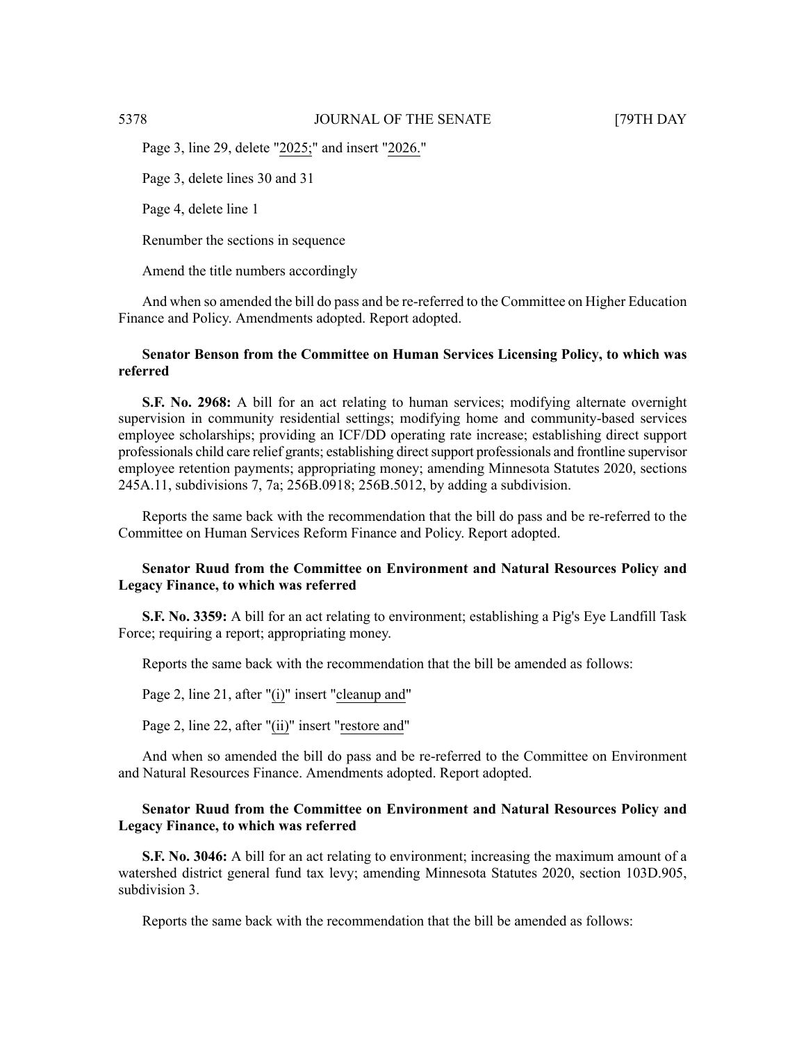Page 3, line 29, delete "2025;" and insert "2026."

Page 3, delete lines 30 and 31

Page 4, delete line 1

Renumber the sections in sequence

Amend the title numbers accordingly

And when so amended the bill do pass and be re-referred to the Committee on Higher Education Finance and Policy. Amendments adopted. Report adopted.

**Senator Benson from the Committee on Human Services Licensing Policy, to which was referred**

**S.F. No. 2968:** A bill for an act relating to human services; modifying alternate overnight supervision in community residential settings; modifying home and community-based services employee scholarships; providing an ICF/DD operating rate increase; establishing direct support professionals child care relief grants; establishing direct support professionals and frontline supervisor employee retention payments; appropriating money; amending Minnesota Statutes 2020, sections 245A.11, subdivisions 7, 7a; 256B.0918; 256B.5012, by adding a subdivision.

Reports the same back with the recommendation that the bill do pass and be re-referred to the Committee on Human Services Reform Finance and Policy. Report adopted.

**Senator Ruud from the Committee on Environment and Natural Resources Policy and Legacy Finance, to which was referred**

**S.F. No. 3359:** A bill for an act relating to environment; establishing a Pig's Eye Landfill Task Force; requiring a report; appropriating money.

Reports the same back with the recommendation that the bill be amended as follows:

Page 2, line 21, after "(i)" insert "cleanup and"

Page 2, line 22, after "(ii)" insert "restore and"

And when so amended the bill do pass and be re-referred to the Committee on Environment and Natural Resources Finance. Amendments adopted. Report adopted.

**Senator Ruud from the Committee on Environment and Natural Resources Policy and Legacy Finance, to which was referred**

**S.F. No. 3046:** A bill for an act relating to environment; increasing the maximum amount of a watershed district general fund tax levy; amending Minnesota Statutes 2020, section 103D.905, subdivision 3.

Reports the same back with the recommendation that the bill be amended as follows: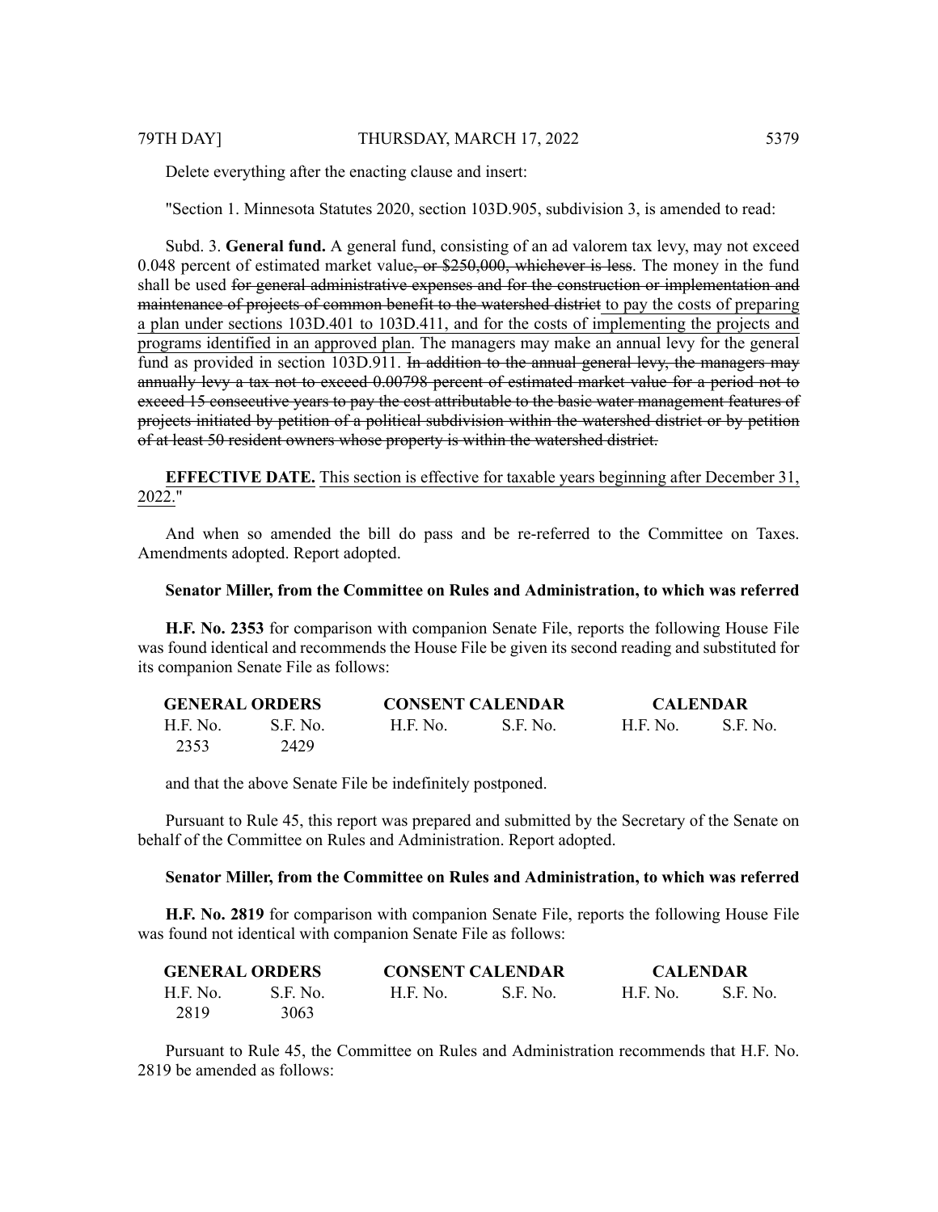Delete everything after the enacting clause and insert:

"Section 1. Minnesota Statutes 2020, section 103D.905, subdivision 3, is amended to read:

Subd. 3. **General fund.** A general fund, consisting of an ad valorem tax levy, may not exceed 0.048 percent of estimated market value~~, or $250,000, whichever is less~~. The money in the fund shall be used ~~for general administrative expenses and for the construction or implementation and maintenance of projects of common benefit to the watershed district~~ <u>to pay the costs of preparing a plan under sections 103D.401 to 103D.411, and for the costs of implementing the projects and programs identified in an approved plan</u>. The managers may make an annual levy for the general fund as provided in section 103D.911. ~~In addition to the annual general levy, the managers may annually levy a tax not to exceed 0.00798 percent of estimated market value for a period not to exceed 15 consecutive years to pay the cost attributable to the basic water management features of projects initiated by petition of a political subdivision within the watershed district or by petition of at least 50 resident owners whose property is within the watershed district.~~

**EFFECTIVE DATE.** <u>This section is effective for taxable years beginning after December 31, 2022.</u>"

And when so amended the bill do pass and be re-referred to the Committee on Taxes. Amendments adopted. Report adopted.

**Senator Miller, from the Committee on Rules and Administration, to which was referred**

**H.F. No. 2353** for comparison with companion Senate File, reports the following House File was found identical and recommends the House File be given its second reading and substituted for its companion Senate File as follows:

| GENERAL ORDERS | | CONSENT CALENDAR | | CALENDAR | |
|---|---|---|---|---|---|
| H.F. No. | S.F. No. | H.F. No. | S.F. No. | H.F. No. | S.F. No. |
| 2353 | 2429 | | | | |

and that the above Senate File be indefinitely postponed.

Pursuant to Rule 45, this report was prepared and submitted by the Secretary of the Senate on behalf of the Committee on Rules and Administration. Report adopted.

**Senator Miller, from the Committee on Rules and Administration, to which was referred**

**H.F. No. 2819** for comparison with companion Senate File, reports the following House File was found not identical with companion Senate File as follows:

| GENERAL ORDERS | | CONSENT CALENDAR | | CALENDAR | |
|---|---|---|---|---|---|
| H.F. No. | S.F. No. | H.F. No. | S.F. No. | H.F. No. | S.F. No. |
| 2819 | 3063 | | | | |

Pursuant to Rule 45, the Committee on Rules and Administration recommends that H.F. No. 2819 be amended as follows: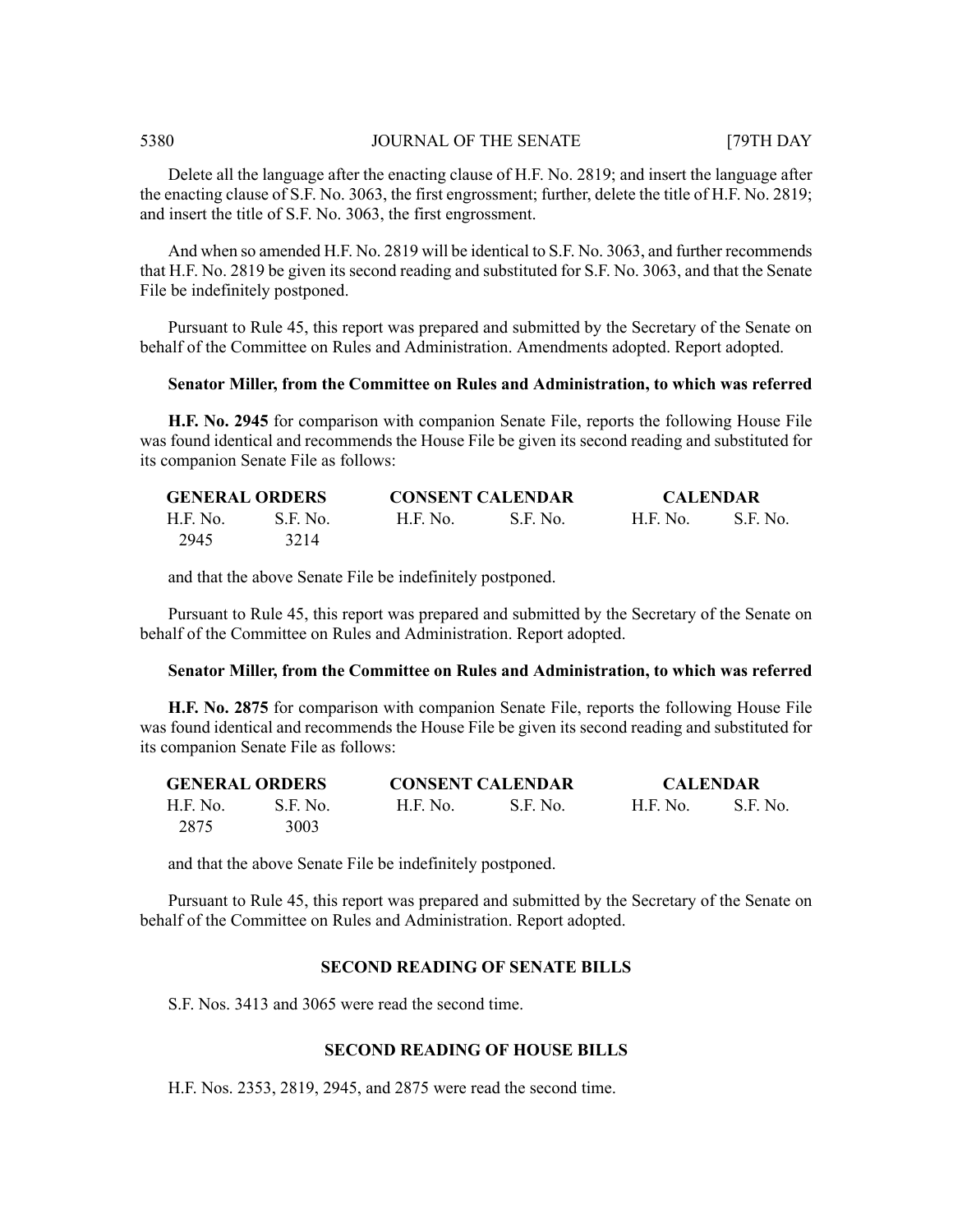Delete all the language after the enacting clause of H.F. No. 2819; and insert the language after the enacting clause of S.F. No. 3063, the first engrossment; further, delete the title of H.F. No. 2819; and insert the title of S.F. No. 3063, the first engrossment.

And when so amended H.F. No. 2819 will be identical to S.F. No. 3063, and further recommends that H.F. No. 2819 be given its second reading and substituted for S.F. No. 3063, and that the Senate File be indefinitely postponed.

Pursuant to Rule 45, this report was prepared and submitted by the Secretary of the Senate on behalf of the Committee on Rules and Administration. Amendments adopted. Report adopted.

**Senator Miller, from the Committee on Rules and Administration, to which was referred**

**H.F. No. 2945** for comparison with companion Senate File, reports the following House File was found identical and recommends the House File be given its second reading and substituted for its companion Senate File as follows:

| GENERAL ORDERS | | CONSENT CALENDAR | | CALENDAR | |
|---|---|---|---|---|---|
| H.F. No. | S.F. No. | H.F. No. | S.F. No. | H.F. No. | S.F. No. |
| 2945 | 3214 | | | | |

and that the above Senate File be indefinitely postponed.

Pursuant to Rule 45, this report was prepared and submitted by the Secretary of the Senate on behalf of the Committee on Rules and Administration. Report adopted.

**Senator Miller, from the Committee on Rules and Administration, to which was referred**

**H.F. No. 2875** for comparison with companion Senate File, reports the following House File was found identical and recommends the House File be given its second reading and substituted for its companion Senate File as follows:

| GENERAL ORDERS | | CONSENT CALENDAR | | CALENDAR | |
|---|---|---|---|---|---|
| H.F. No. | S.F. No. | H.F. No. | S.F. No. | H.F. No. | S.F. No. |
| 2875 | 3003 | | | | |

and that the above Senate File be indefinitely postponed.

Pursuant to Rule 45, this report was prepared and submitted by the Secretary of the Senate on behalf of the Committee on Rules and Administration. Report adopted.

## SECOND READING OF SENATE BILLS

S.F. Nos. 3413 and 3065 were read the second time.

## SECOND READING OF HOUSE BILLS

H.F. Nos. 2353, 2819, 2945, and 2875 were read the second time.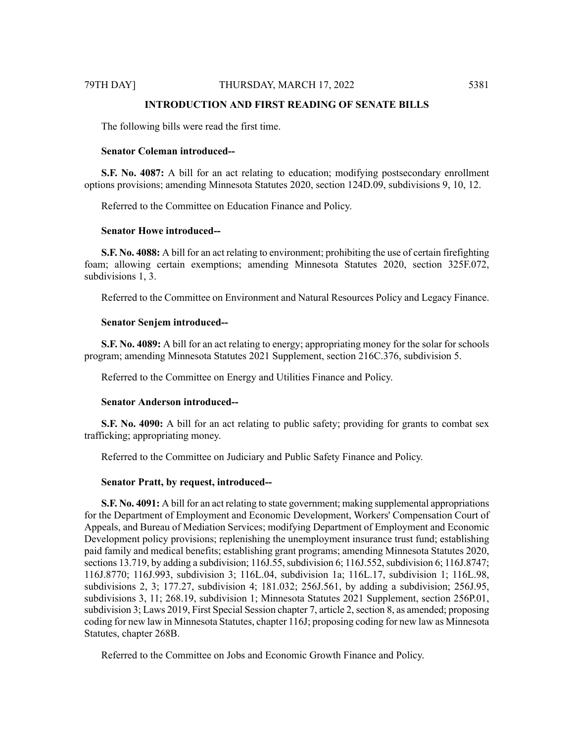## INTRODUCTION AND FIRST READING OF SENATE BILLS

The following bills were read the first time.

**Senator Coleman introduced--**

**S.F. No. 4087:** A bill for an act relating to education; modifying postsecondary enrollment options provisions; amending Minnesota Statutes 2020, section 124D.09, subdivisions 9, 10, 12.

Referred to the Committee on Education Finance and Policy.

**Senator Howe introduced--**

**S.F. No. 4088:** A bill for an act relating to environment; prohibiting the use of certain firefighting foam; allowing certain exemptions; amending Minnesota Statutes 2020, section 325F.072, subdivisions 1, 3.

Referred to the Committee on Environment and Natural Resources Policy and Legacy Finance.

**Senator Senjem introduced--**

**S.F. No. 4089:** A bill for an act relating to energy; appropriating money for the solar for schools program; amending Minnesota Statutes 2021 Supplement, section 216C.376, subdivision 5.

Referred to the Committee on Energy and Utilities Finance and Policy.

**Senator Anderson introduced--**

**S.F. No. 4090:** A bill for an act relating to public safety; providing for grants to combat sex trafficking; appropriating money.

Referred to the Committee on Judiciary and Public Safety Finance and Policy.

**Senator Pratt, by request, introduced--**

**S.F. No. 4091:** A bill for an act relating to state government; making supplemental appropriations for the Department of Employment and Economic Development, Workers' Compensation Court of Appeals, and Bureau of Mediation Services; modifying Department of Employment and Economic Development policy provisions; replenishing the unemployment insurance trust fund; establishing paid family and medical benefits; establishing grant programs; amending Minnesota Statutes 2020, sections 13.719, by adding a subdivision; 116J.55, subdivision 6; 116J.552, subdivision 6; 116J.8747; 116J.8770; 116J.993, subdivision 3; 116L.04, subdivision 1a; 116L.17, subdivision 1; 116L.98, subdivisions 2, 3; 177.27, subdivision 4; 181.032; 256J.561, by adding a subdivision; 256J.95, subdivisions 3, 11; 268.19, subdivision 1; Minnesota Statutes 2021 Supplement, section 256P.01, subdivision 3; Laws 2019, First Special Session chapter 7, article 2, section 8, as amended; proposing coding for new law in Minnesota Statutes, chapter 116J; proposing coding for new law as Minnesota Statutes, chapter 268B.

Referred to the Committee on Jobs and Economic Growth Finance and Policy.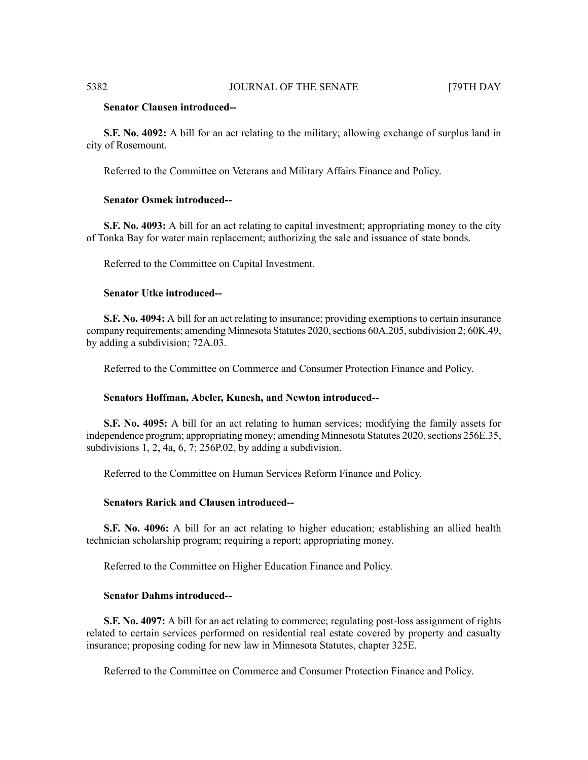**Senator Clausen introduced--**

**S.F. No. 4092:** A bill for an act relating to the military; allowing exchange of surplus land in city of Rosemount.

Referred to the Committee on Veterans and Military Affairs Finance and Policy.

**Senator Osmek introduced--**

**S.F. No. 4093:** A bill for an act relating to capital investment; appropriating money to the city of Tonka Bay for water main replacement; authorizing the sale and issuance of state bonds.

Referred to the Committee on Capital Investment.

**Senator Utke introduced--**

**S.F. No. 4094:** A bill for an act relating to insurance; providing exemptions to certain insurance company requirements; amending Minnesota Statutes 2020, sections 60A.205, subdivision 2; 60K.49, by adding a subdivision; 72A.03.

Referred to the Committee on Commerce and Consumer Protection Finance and Policy.

**Senators Hoffman, Abeler, Kunesh, and Newton introduced--**

**S.F. No. 4095:** A bill for an act relating to human services; modifying the family assets for independence program; appropriating money; amending Minnesota Statutes 2020, sections 256E.35, subdivisions 1, 2, 4a, 6, 7; 256P.02, by adding a subdivision.

Referred to the Committee on Human Services Reform Finance and Policy.

**Senators Rarick and Clausen introduced--**

**S.F. No. 4096:** A bill for an act relating to higher education; establishing an allied health technician scholarship program; requiring a report; appropriating money.

Referred to the Committee on Higher Education Finance and Policy.

**Senator Dahms introduced--**

**S.F. No. 4097:** A bill for an act relating to commerce; regulating post-loss assignment of rights related to certain services performed on residential real estate covered by property and casualty insurance; proposing coding for new law in Minnesota Statutes, chapter 325E.

Referred to the Committee on Commerce and Consumer Protection Finance and Policy.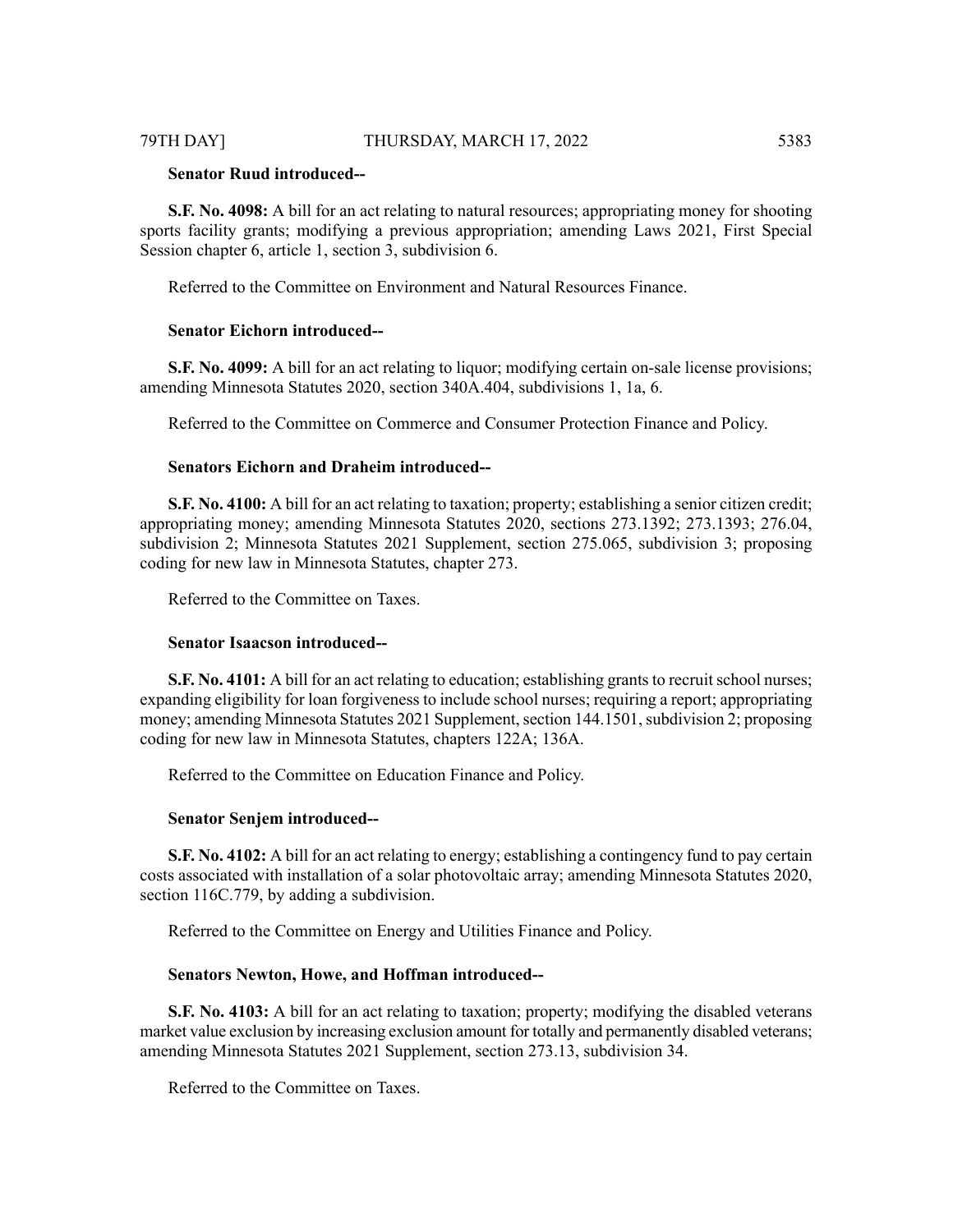**Senator Ruud introduced--**

**S.F. No. 4098:** A bill for an act relating to natural resources; appropriating money for shooting sports facility grants; modifying a previous appropriation; amending Laws 2021, First Special Session chapter 6, article 1, section 3, subdivision 6.

Referred to the Committee on Environment and Natural Resources Finance.

**Senator Eichorn introduced--**

**S.F. No. 4099:** A bill for an act relating to liquor; modifying certain on-sale license provisions; amending Minnesota Statutes 2020, section 340A.404, subdivisions 1, 1a, 6.

Referred to the Committee on Commerce and Consumer Protection Finance and Policy.

**Senators Eichorn and Draheim introduced--**

**S.F. No. 4100:** A bill for an act relating to taxation; property; establishing a senior citizen credit; appropriating money; amending Minnesota Statutes 2020, sections 273.1392; 273.1393; 276.04, subdivision 2; Minnesota Statutes 2021 Supplement, section 275.065, subdivision 3; proposing coding for new law in Minnesota Statutes, chapter 273.

Referred to the Committee on Taxes.

**Senator Isaacson introduced--**

**S.F. No. 4101:** A bill for an act relating to education; establishing grants to recruit school nurses; expanding eligibility for loan forgiveness to include school nurses; requiring a report; appropriating money; amending Minnesota Statutes 2021 Supplement, section 144.1501, subdivision 2; proposing coding for new law in Minnesota Statutes, chapters 122A; 136A.

Referred to the Committee on Education Finance and Policy.

**Senator Senjem introduced--**

**S.F. No. 4102:** A bill for an act relating to energy; establishing a contingency fund to pay certain costs associated with installation of a solar photovoltaic array; amending Minnesota Statutes 2020, section 116C.779, by adding a subdivision.

Referred to the Committee on Energy and Utilities Finance and Policy.

**Senators Newton, Howe, and Hoffman introduced--**

**S.F. No. 4103:** A bill for an act relating to taxation; property; modifying the disabled veterans market value exclusion by increasing exclusion amount for totally and permanently disabled veterans; amending Minnesota Statutes 2021 Supplement, section 273.13, subdivision 34.

Referred to the Committee on Taxes.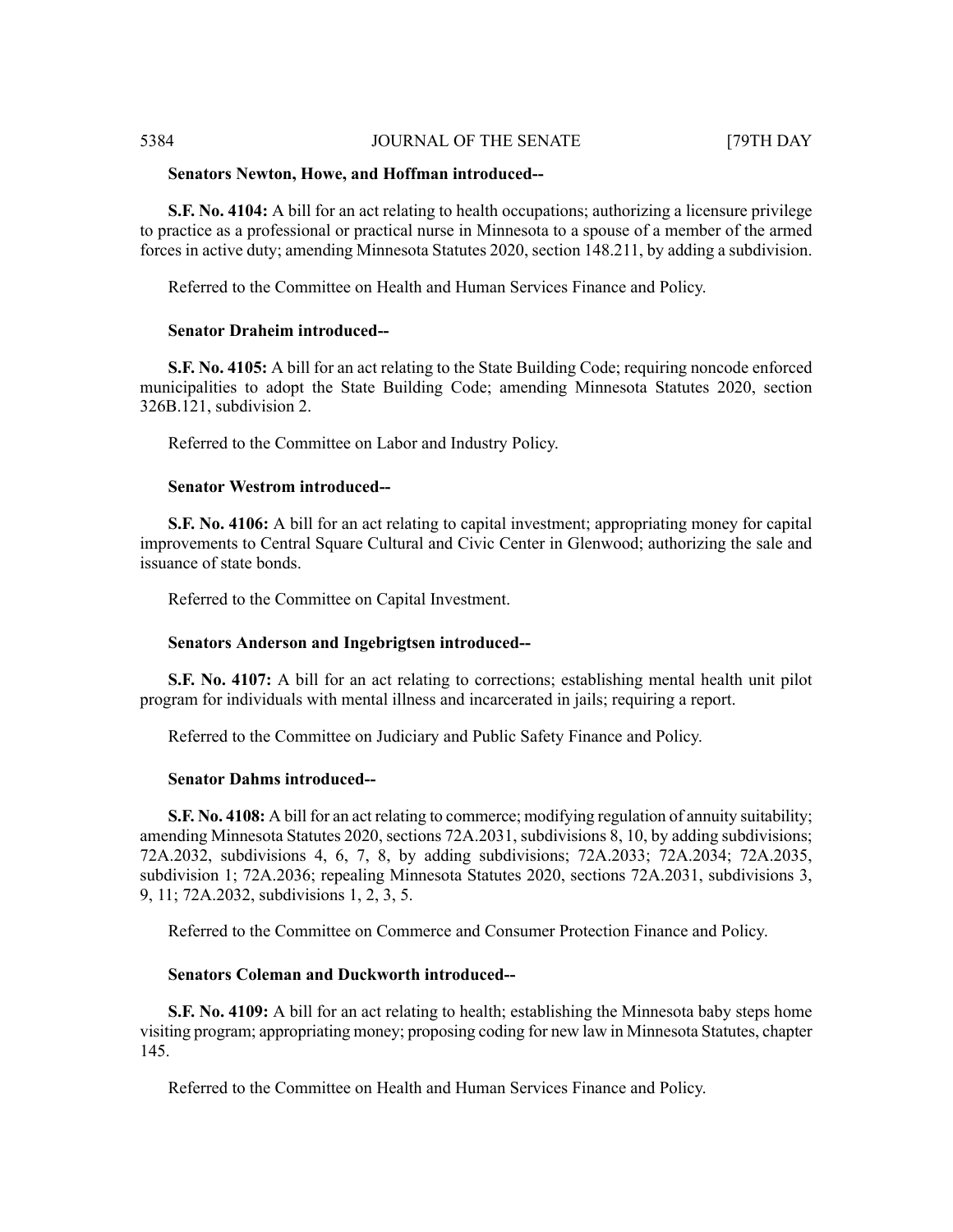**Senators Newton, Howe, and Hoffman introduced--**

**S.F. No. 4104:** A bill for an act relating to health occupations; authorizing a licensure privilege to practice as a professional or practical nurse in Minnesota to a spouse of a member of the armed forces in active duty; amending Minnesota Statutes 2020, section 148.211, by adding a subdivision.

Referred to the Committee on Health and Human Services Finance and Policy.

**Senator Draheim introduced--**

**S.F. No. 4105:** A bill for an act relating to the State Building Code; requiring noncode enforced municipalities to adopt the State Building Code; amending Minnesota Statutes 2020, section 326B.121, subdivision 2.

Referred to the Committee on Labor and Industry Policy.

**Senator Westrom introduced--**

**S.F. No. 4106:** A bill for an act relating to capital investment; appropriating money for capital improvements to Central Square Cultural and Civic Center in Glenwood; authorizing the sale and issuance of state bonds.

Referred to the Committee on Capital Investment.

**Senators Anderson and Ingebrigtsen introduced--**

**S.F. No. 4107:** A bill for an act relating to corrections; establishing mental health unit pilot program for individuals with mental illness and incarcerated in jails; requiring a report.

Referred to the Committee on Judiciary and Public Safety Finance and Policy.

**Senator Dahms introduced--**

**S.F. No. 4108:** A bill for an act relating to commerce; modifying regulation of annuity suitability; amending Minnesota Statutes 2020, sections 72A.2031, subdivisions 8, 10, by adding subdivisions; 72A.2032, subdivisions 4, 6, 7, 8, by adding subdivisions; 72A.2033; 72A.2034; 72A.2035, subdivision 1; 72A.2036; repealing Minnesota Statutes 2020, sections 72A.2031, subdivisions 3, 9, 11; 72A.2032, subdivisions 1, 2, 3, 5.

Referred to the Committee on Commerce and Consumer Protection Finance and Policy.

**Senators Coleman and Duckworth introduced--**

**S.F. No. 4109:** A bill for an act relating to health; establishing the Minnesota baby steps home visiting program; appropriating money; proposing coding for new law in Minnesota Statutes, chapter 145.

Referred to the Committee on Health and Human Services Finance and Policy.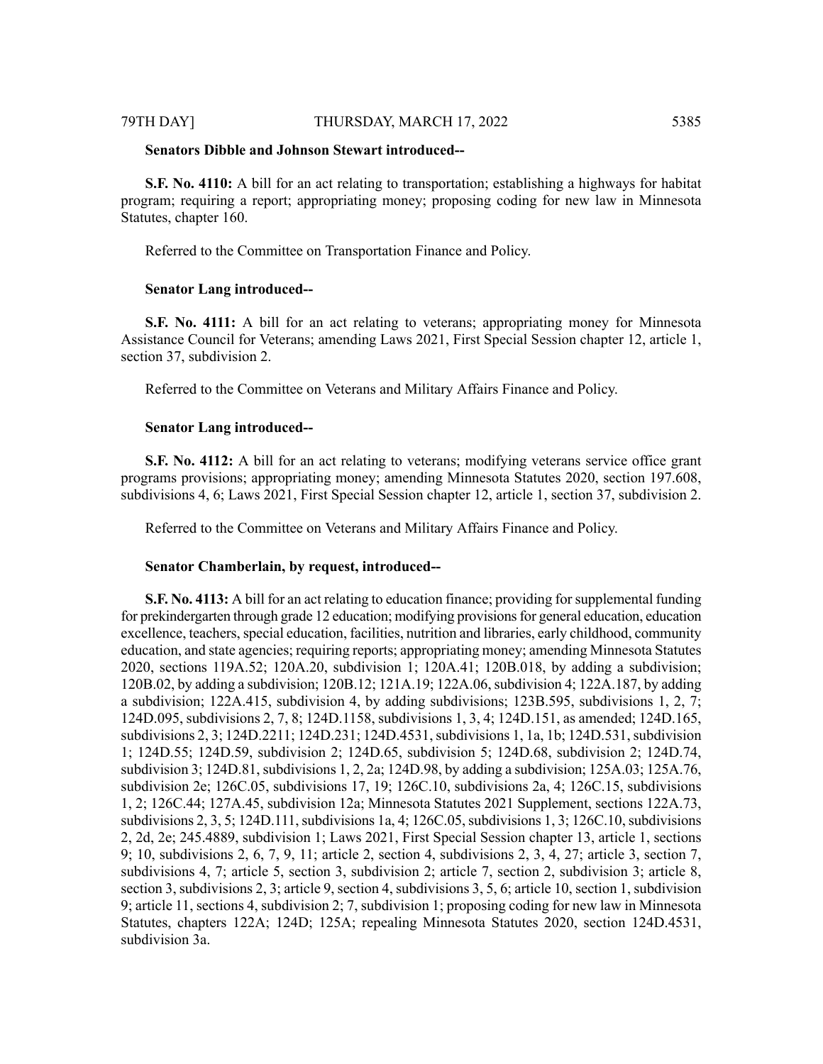**Senators Dibble and Johnson Stewart introduced--**

**S.F. No. 4110:** A bill for an act relating to transportation; establishing a highways for habitat program; requiring a report; appropriating money; proposing coding for new law in Minnesota Statutes, chapter 160.

Referred to the Committee on Transportation Finance and Policy.

**Senator Lang introduced--**

**S.F. No. 4111:** A bill for an act relating to veterans; appropriating money for Minnesota Assistance Council for Veterans; amending Laws 2021, First Special Session chapter 12, article 1, section 37, subdivision 2.

Referred to the Committee on Veterans and Military Affairs Finance and Policy.

**Senator Lang introduced--**

**S.F. No. 4112:** A bill for an act relating to veterans; modifying veterans service office grant programs provisions; appropriating money; amending Minnesota Statutes 2020, section 197.608, subdivisions 4, 6; Laws 2021, First Special Session chapter 12, article 1, section 37, subdivision 2.

Referred to the Committee on Veterans and Military Affairs Finance and Policy.

**Senator Chamberlain, by request, introduced--**

**S.F. No. 4113:** A bill for an act relating to education finance; providing for supplemental funding for prekindergarten through grade 12 education; modifying provisions for general education, education excellence, teachers, special education, facilities, nutrition and libraries, early childhood, community education, and state agencies; requiring reports; appropriating money; amending Minnesota Statutes 2020, sections 119A.52; 120A.20, subdivision 1; 120A.41; 120B.018, by adding a subdivision; 120B.02, by adding a subdivision; 120B.12; 121A.19; 122A.06, subdivision 4; 122A.187, by adding a subdivision; 122A.415, subdivision 4, by adding subdivisions; 123B.595, subdivisions 1, 2, 7; 124D.095, subdivisions 2, 7, 8; 124D.1158, subdivisions 1, 3, 4; 124D.151, as amended; 124D.165, subdivisions 2, 3; 124D.2211; 124D.231; 124D.4531, subdivisions 1, 1a, 1b; 124D.531, subdivision 1; 124D.55; 124D.59, subdivision 2; 124D.65, subdivision 5; 124D.68, subdivision 2; 124D.74, subdivision 3; 124D.81, subdivisions 1, 2, 2a; 124D.98, by adding a subdivision; 125A.03; 125A.76, subdivision 2e; 126C.05, subdivisions 17, 19; 126C.10, subdivisions 2a, 4; 126C.15, subdivisions 1, 2; 126C.44; 127A.45, subdivision 12a; Minnesota Statutes 2021 Supplement, sections 122A.73, subdivisions 2, 3, 5; 124D.111, subdivisions 1a, 4; 126C.05, subdivisions 1, 3; 126C.10, subdivisions 2, 2d, 2e; 245.4889, subdivision 1; Laws 2021, First Special Session chapter 13, article 1, sections 9; 10, subdivisions 2, 6, 7, 9, 11; article 2, section 4, subdivisions 2, 3, 4, 27; article 3, section 7, subdivisions 4, 7; article 5, section 3, subdivision 2; article 7, section 2, subdivision 3; article 8, section 3, subdivisions 2, 3; article 9, section 4, subdivisions 3, 5, 6; article 10, section 1, subdivision 9; article 11, sections 4, subdivision 2; 7, subdivision 1; proposing coding for new law in Minnesota Statutes, chapters 122A; 124D; 125A; repealing Minnesota Statutes 2020, section 124D.4531, subdivision 3a.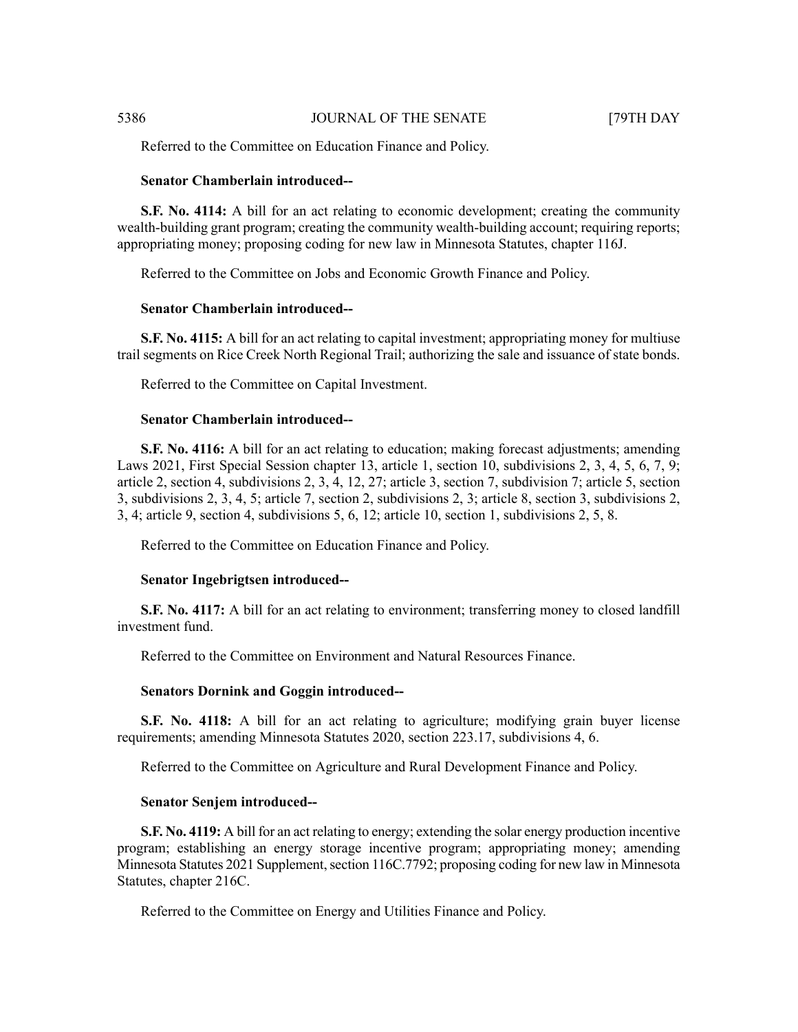Referred to the Committee on Education Finance and Policy.

**Senator Chamberlain introduced--**

**S.F. No. 4114:** A bill for an act relating to economic development; creating the community wealth-building grant program; creating the community wealth-building account; requiring reports; appropriating money; proposing coding for new law in Minnesota Statutes, chapter 116J.

Referred to the Committee on Jobs and Economic Growth Finance and Policy.

**Senator Chamberlain introduced--**

**S.F. No. 4115:** A bill for an act relating to capital investment; appropriating money for multiuse trail segments on Rice Creek North Regional Trail; authorizing the sale and issuance of state bonds.

Referred to the Committee on Capital Investment.

**Senator Chamberlain introduced--**

**S.F. No. 4116:** A bill for an act relating to education; making forecast adjustments; amending Laws 2021, First Special Session chapter 13, article 1, section 10, subdivisions 2, 3, 4, 5, 6, 7, 9; article 2, section 4, subdivisions 2, 3, 4, 12, 27; article 3, section 7, subdivision 7; article 5, section 3, subdivisions 2, 3, 4, 5; article 7, section 2, subdivisions 2, 3; article 8, section 3, subdivisions 2, 3, 4; article 9, section 4, subdivisions 5, 6, 12; article 10, section 1, subdivisions 2, 5, 8.

Referred to the Committee on Education Finance and Policy.

**Senator Ingebrigtsen introduced--**

**S.F. No. 4117:** A bill for an act relating to environment; transferring money to closed landfill investment fund.

Referred to the Committee on Environment and Natural Resources Finance.

**Senators Dornink and Goggin introduced--**

**S.F. No. 4118:** A bill for an act relating to agriculture; modifying grain buyer license requirements; amending Minnesota Statutes 2020, section 223.17, subdivisions 4, 6.

Referred to the Committee on Agriculture and Rural Development Finance and Policy.

**Senator Senjem introduced--**

**S.F. No. 4119:** A bill for an act relating to energy; extending the solar energy production incentive program; establishing an energy storage incentive program; appropriating money; amending Minnesota Statutes 2021 Supplement, section 116C.7792; proposing coding for new law in Minnesota Statutes, chapter 216C.

Referred to the Committee on Energy and Utilities Finance and Policy.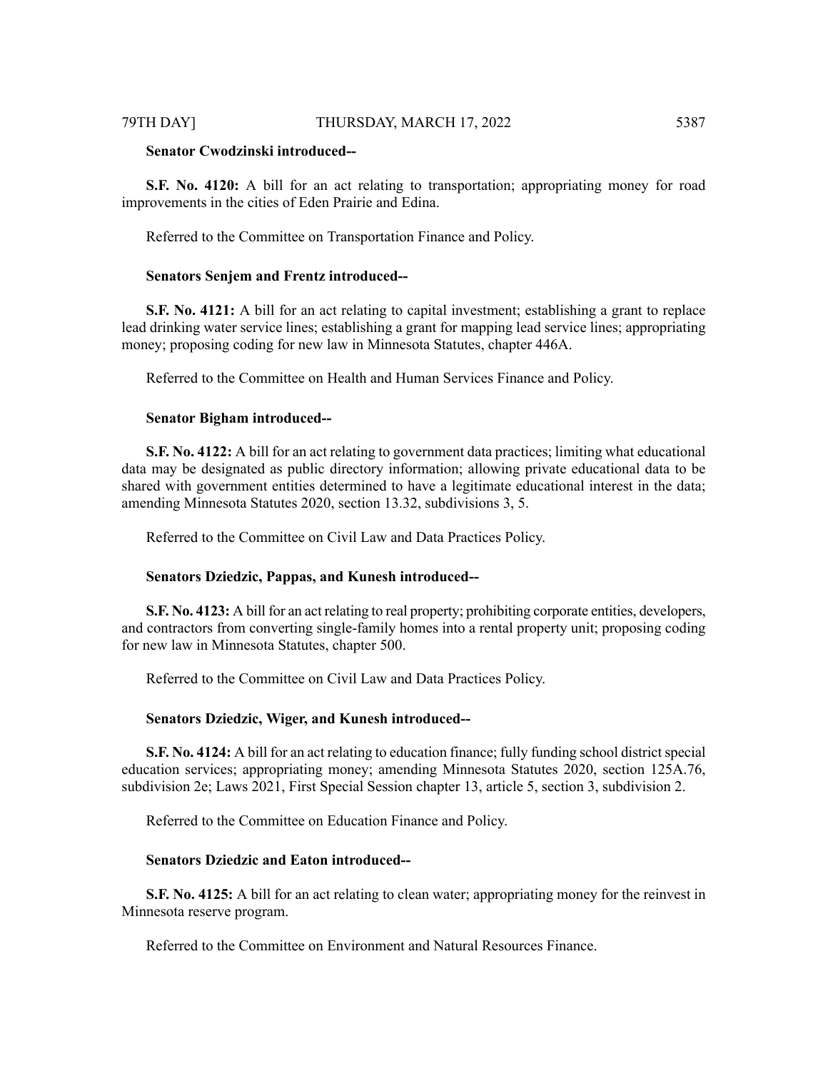**Senator Cwodzinski introduced--**

**S.F. No. 4120:** A bill for an act relating to transportation; appropriating money for road improvements in the cities of Eden Prairie and Edina.

Referred to the Committee on Transportation Finance and Policy.

**Senators Senjem and Frentz introduced--**

**S.F. No. 4121:** A bill for an act relating to capital investment; establishing a grant to replace lead drinking water service lines; establishing a grant for mapping lead service lines; appropriating money; proposing coding for new law in Minnesota Statutes, chapter 446A.

Referred to the Committee on Health and Human Services Finance and Policy.

**Senator Bigham introduced--**

**S.F. No. 4122:** A bill for an act relating to government data practices; limiting what educational data may be designated as public directory information; allowing private educational data to be shared with government entities determined to have a legitimate educational interest in the data; amending Minnesota Statutes 2020, section 13.32, subdivisions 3, 5.

Referred to the Committee on Civil Law and Data Practices Policy.

**Senators Dziedzic, Pappas, and Kunesh introduced--**

**S.F. No. 4123:** A bill for an act relating to real property; prohibiting corporate entities, developers, and contractors from converting single-family homes into a rental property unit; proposing coding for new law in Minnesota Statutes, chapter 500.

Referred to the Committee on Civil Law and Data Practices Policy.

**Senators Dziedzic, Wiger, and Kunesh introduced--**

**S.F. No. 4124:** A bill for an act relating to education finance; fully funding school district special education services; appropriating money; amending Minnesota Statutes 2020, section 125A.76, subdivision 2e; Laws 2021, First Special Session chapter 13, article 5, section 3, subdivision 2.

Referred to the Committee on Education Finance and Policy.

**Senators Dziedzic and Eaton introduced--**

**S.F. No. 4125:** A bill for an act relating to clean water; appropriating money for the reinvest in Minnesota reserve program.

Referred to the Committee on Environment and Natural Resources Finance.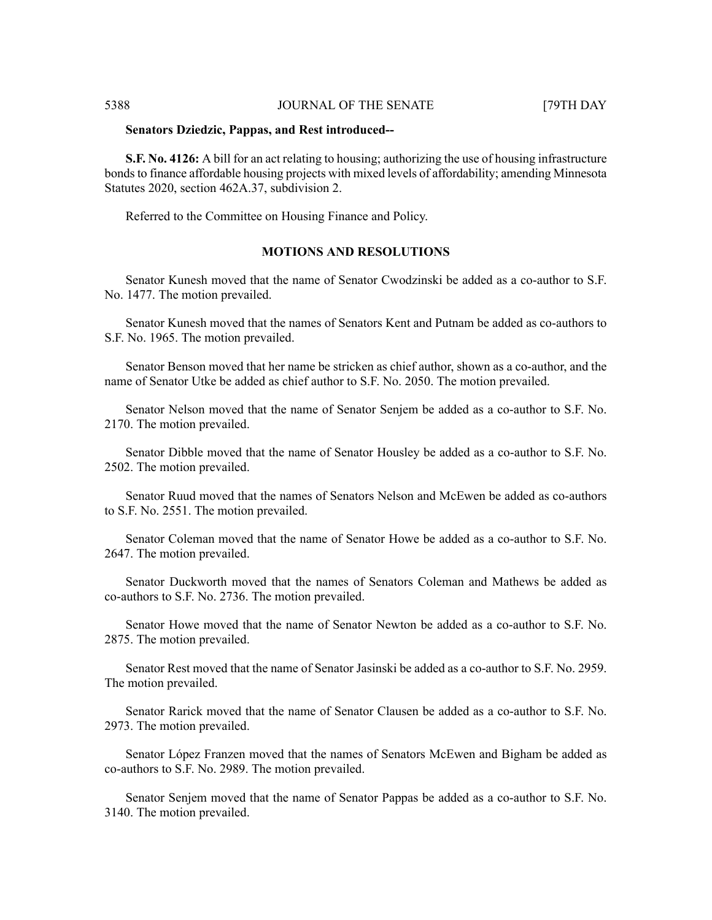**Senators Dziedzic, Pappas, and Rest introduced--**

**S.F. No. 4126:** A bill for an act relating to housing; authorizing the use of housing infrastructure bonds to finance affordable housing projects with mixed levels of affordability; amending Minnesota Statutes 2020, section 462A.37, subdivision 2.

Referred to the Committee on Housing Finance and Policy.

## MOTIONS AND RESOLUTIONS

Senator Kunesh moved that the name of Senator Cwodzinski be added as a co-author to S.F. No. 1477. The motion prevailed.

Senator Kunesh moved that the names of Senators Kent and Putnam be added as co-authors to S.F. No. 1965. The motion prevailed.

Senator Benson moved that her name be stricken as chief author, shown as a co-author, and the name of Senator Utke be added as chief author to S.F. No. 2050. The motion prevailed.

Senator Nelson moved that the name of Senator Senjem be added as a co-author to S.F. No. 2170. The motion prevailed.

Senator Dibble moved that the name of Senator Housley be added as a co-author to S.F. No. 2502. The motion prevailed.

Senator Ruud moved that the names of Senators Nelson and McEwen be added as co-authors to S.F. No. 2551. The motion prevailed.

Senator Coleman moved that the name of Senator Howe be added as a co-author to S.F. No. 2647. The motion prevailed.

Senator Duckworth moved that the names of Senators Coleman and Mathews be added as co-authors to S.F. No. 2736. The motion prevailed.

Senator Howe moved that the name of Senator Newton be added as a co-author to S.F. No. 2875. The motion prevailed.

Senator Rest moved that the name of Senator Jasinski be added as a co-author to S.F. No. 2959. The motion prevailed.

Senator Rarick moved that the name of Senator Clausen be added as a co-author to S.F. No. 2973. The motion prevailed.

Senator López Franzen moved that the names of Senators McEwen and Bigham be added as co-authors to S.F. No. 2989. The motion prevailed.

Senator Senjem moved that the name of Senator Pappas be added as a co-author to S.F. No. 3140. The motion prevailed.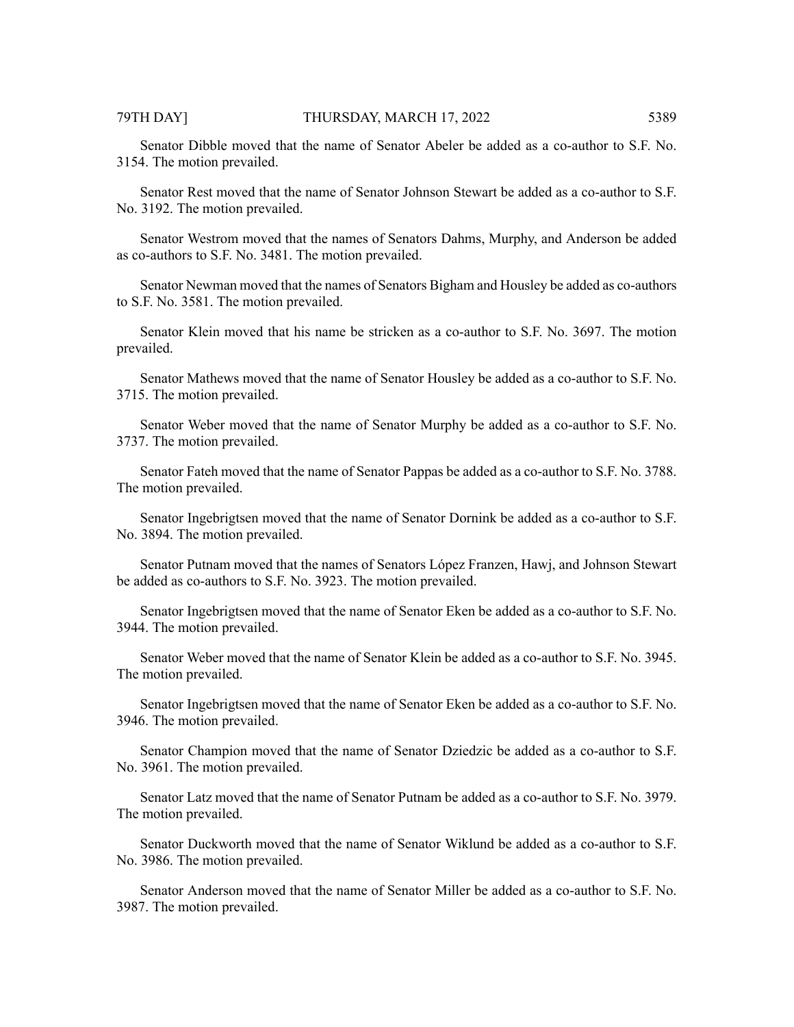Senator Dibble moved that the name of Senator Abeler be added as a co-author to S.F. No. 3154. The motion prevailed.

Senator Rest moved that the name of Senator Johnson Stewart be added as a co-author to S.F. No. 3192. The motion prevailed.

Senator Westrom moved that the names of Senators Dahms, Murphy, and Anderson be added as co-authors to S.F. No. 3481. The motion prevailed.

Senator Newman moved that the names of Senators Bigham and Housley be added as co-authors to S.F. No. 3581. The motion prevailed.

Senator Klein moved that his name be stricken as a co-author to S.F. No. 3697. The motion prevailed.

Senator Mathews moved that the name of Senator Housley be added as a co-author to S.F. No. 3715. The motion prevailed.

Senator Weber moved that the name of Senator Murphy be added as a co-author to S.F. No. 3737. The motion prevailed.

Senator Fateh moved that the name of Senator Pappas be added as a co-author to S.F. No. 3788. The motion prevailed.

Senator Ingebrigtsen moved that the name of Senator Dornink be added as a co-author to S.F. No. 3894. The motion prevailed.

Senator Putnam moved that the names of Senators López Franzen, Hawj, and Johnson Stewart be added as co-authors to S.F. No. 3923. The motion prevailed.

Senator Ingebrigtsen moved that the name of Senator Eken be added as a co-author to S.F. No. 3944. The motion prevailed.

Senator Weber moved that the name of Senator Klein be added as a co-author to S.F. No. 3945. The motion prevailed.

Senator Ingebrigtsen moved that the name of Senator Eken be added as a co-author to S.F. No. 3946. The motion prevailed.

Senator Champion moved that the name of Senator Dziedzic be added as a co-author to S.F. No. 3961. The motion prevailed.

Senator Latz moved that the name of Senator Putnam be added as a co-author to S.F. No. 3979. The motion prevailed.

Senator Duckworth moved that the name of Senator Wiklund be added as a co-author to S.F. No. 3986. The motion prevailed.

Senator Anderson moved that the name of Senator Miller be added as a co-author to S.F. No. 3987. The motion prevailed.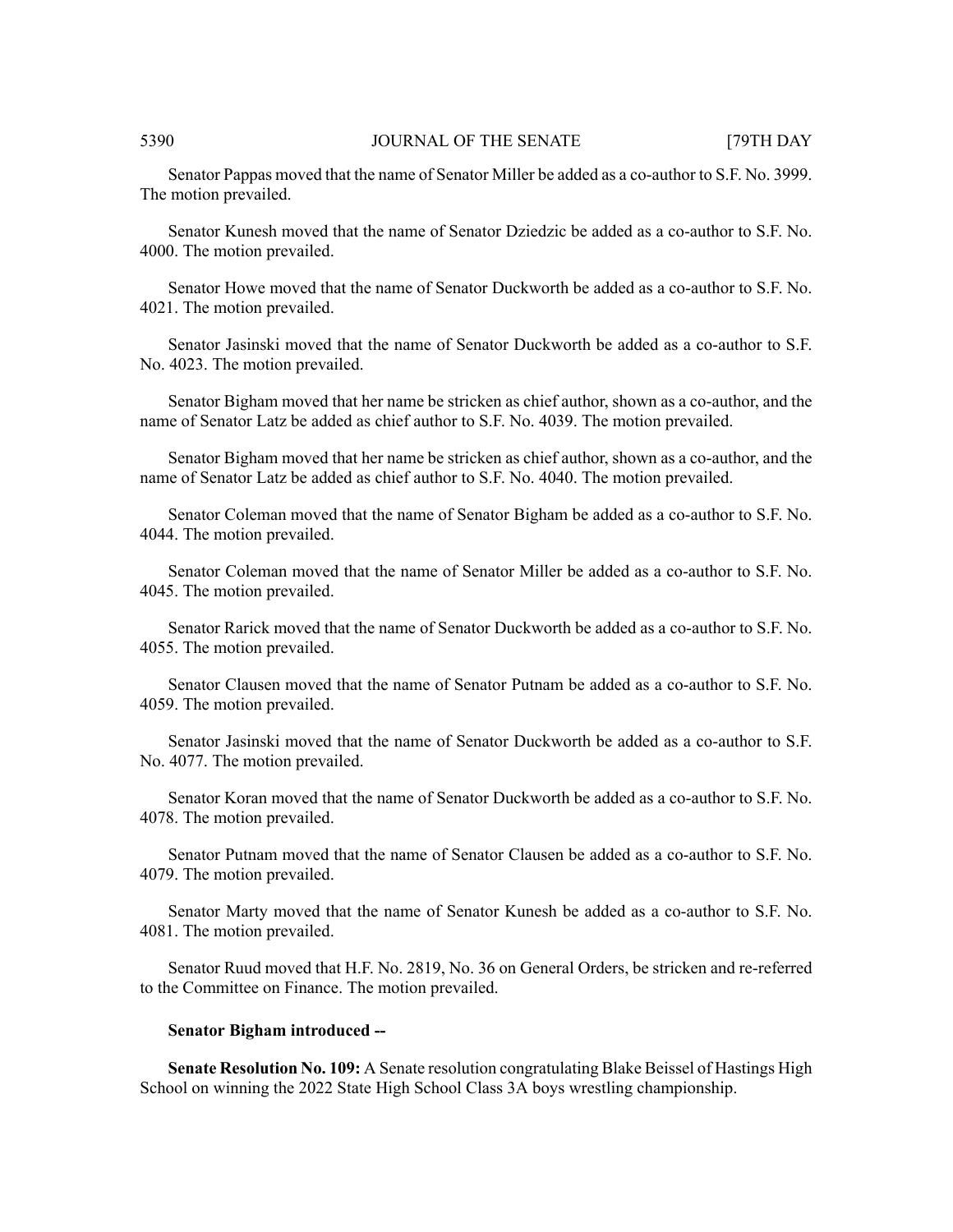Senator Pappas moved that the name of Senator Miller be added as a co-author to S.F. No. 3999. The motion prevailed.

Senator Kunesh moved that the name of Senator Dziedzic be added as a co-author to S.F. No. 4000. The motion prevailed.

Senator Howe moved that the name of Senator Duckworth be added as a co-author to S.F. No. 4021. The motion prevailed.

Senator Jasinski moved that the name of Senator Duckworth be added as a co-author to S.F. No. 4023. The motion prevailed.

Senator Bigham moved that her name be stricken as chief author, shown as a co-author, and the name of Senator Latz be added as chief author to S.F. No. 4039. The motion prevailed.

Senator Bigham moved that her name be stricken as chief author, shown as a co-author, and the name of Senator Latz be added as chief author to S.F. No. 4040. The motion prevailed.

Senator Coleman moved that the name of Senator Bigham be added as a co-author to S.F. No. 4044. The motion prevailed.

Senator Coleman moved that the name of Senator Miller be added as a co-author to S.F. No. 4045. The motion prevailed.

Senator Rarick moved that the name of Senator Duckworth be added as a co-author to S.F. No. 4055. The motion prevailed.

Senator Clausen moved that the name of Senator Putnam be added as a co-author to S.F. No. 4059. The motion prevailed.

Senator Jasinski moved that the name of Senator Duckworth be added as a co-author to S.F. No. 4077. The motion prevailed.

Senator Koran moved that the name of Senator Duckworth be added as a co-author to S.F. No. 4078. The motion prevailed.

Senator Putnam moved that the name of Senator Clausen be added as a co-author to S.F. No. 4079. The motion prevailed.

Senator Marty moved that the name of Senator Kunesh be added as a co-author to S.F. No. 4081. The motion prevailed.

Senator Ruud moved that H.F. No. 2819, No. 36 on General Orders, be stricken and re-referred to the Committee on Finance. The motion prevailed.

**Senator Bigham introduced --**

**Senate Resolution No. 109:** A Senate resolution congratulating Blake Beissel of Hastings High School on winning the 2022 State High School Class 3A boys wrestling championship.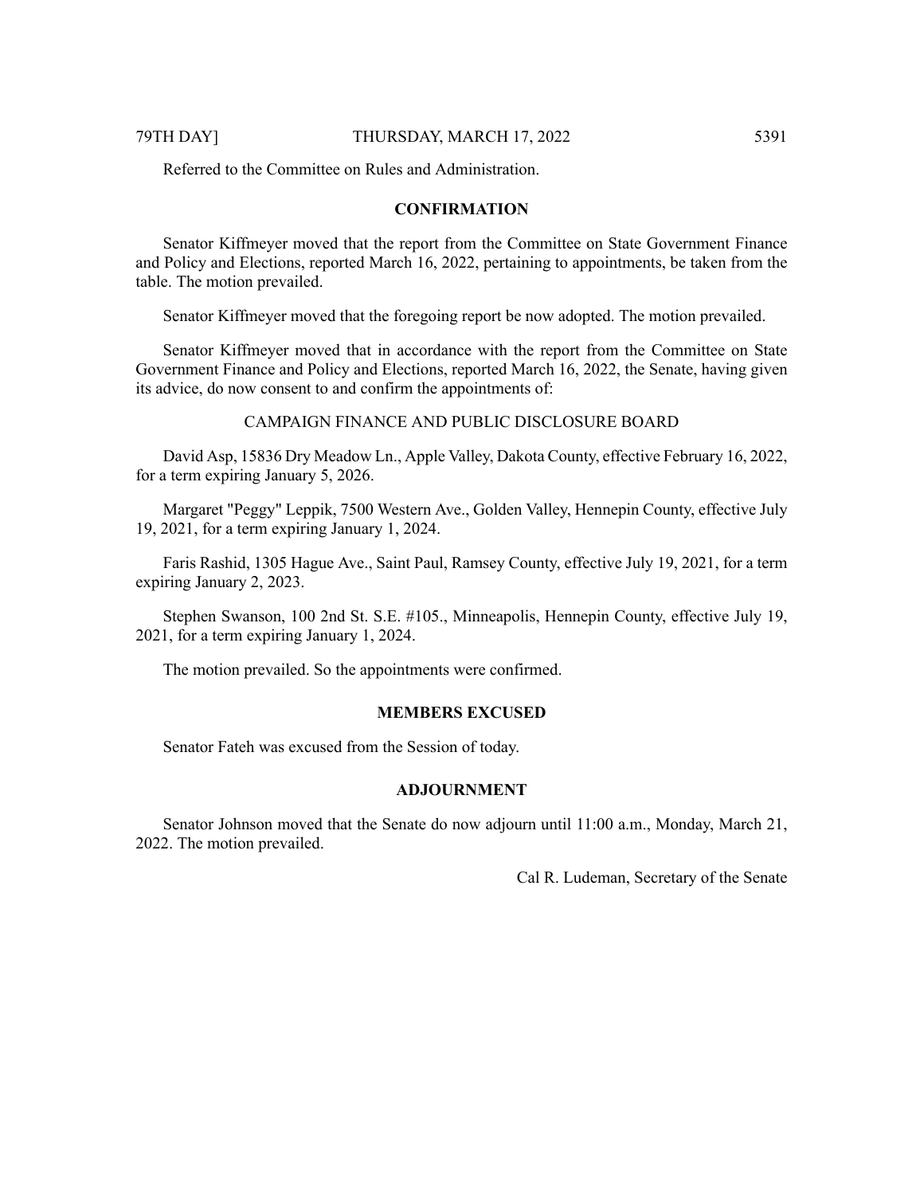Referred to the Committee on Rules and Administration.

## CONFIRMATION

Senator Kiffmeyer moved that the report from the Committee on State Government Finance and Policy and Elections, reported March 16, 2022, pertaining to appointments, be taken from the table. The motion prevailed.

Senator Kiffmeyer moved that the foregoing report be now adopted. The motion prevailed.

Senator Kiffmeyer moved that in accordance with the report from the Committee on State Government Finance and Policy and Elections, reported March 16, 2022, the Senate, having given its advice, do now consent to and confirm the appointments of:

CAMPAIGN FINANCE AND PUBLIC DISCLOSURE BOARD

David Asp, 15836 Dry Meadow Ln., Apple Valley, Dakota County, effective February 16, 2022, for a term expiring January 5, 2026.

Margaret "Peggy" Leppik, 7500 Western Ave., Golden Valley, Hennepin County, effective July 19, 2021, for a term expiring January 1, 2024.

Faris Rashid, 1305 Hague Ave., Saint Paul, Ramsey County, effective July 19, 2021, for a term expiring January 2, 2023.

Stephen Swanson, 100 2nd St. S.E. #105., Minneapolis, Hennepin County, effective July 19, 2021, for a term expiring January 1, 2024.

The motion prevailed. So the appointments were confirmed.

## MEMBERS EXCUSED

Senator Fateh was excused from the Session of today.

## ADJOURNMENT

Senator Johnson moved that the Senate do now adjourn until 11:00 a.m., Monday, March 21, 2022. The motion prevailed.

Cal R. Ludeman, Secretary of the Senate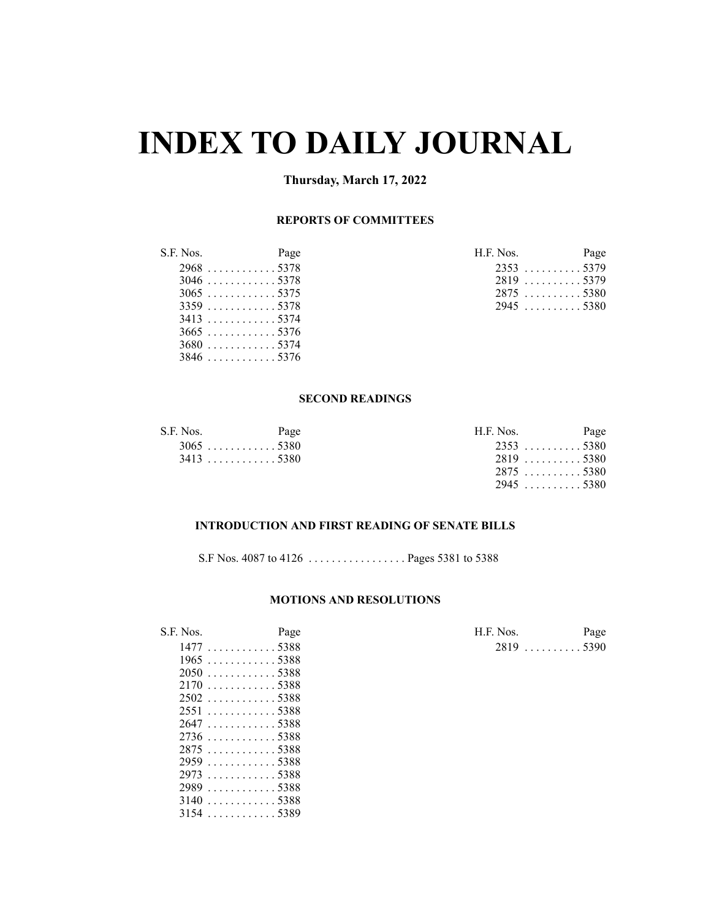# INDEX TO DAILY JOURNAL

**Thursday, March 17, 2022**

## REPORTS OF COMMITTEES

| S.F. Nos. | Page |
|---|---|
| 2968 | 5378 |
| 3046 | 5378 |
| 3065 | 5375 |
| 3359 | 5378 |
| 3413 | 5374 |
| 3665 | 5376 |
| 3680 | 5374 |
| 3846 | 5376 |

| H.F. Nos. | Page |
|---|---|
| 2353 | 5379 |
| 2819 | 5379 |
| 2875 | 5380 |
| 2945 | 5380 |

## SECOND READINGS

| S.F. Nos. | Page |
|---|---|
| 3065 | 5380 |
| 3413 | 5380 |

| H.F. Nos. | Page |
|---|---|
| 2353 | 5380 |
| 2819 | 5380 |
| 2875 | 5380 |
| 2945 | 5380 |

## INTRODUCTION AND FIRST READING OF SENATE BILLS

S.F Nos. 4087 to 4126 . . . . . . . . . . . . . . . . . Pages 5381 to 5388

## MOTIONS AND RESOLUTIONS

| S.F. Nos. | Page |
|---|---|
| 1477 | 5388 |
| 1965 | 5388 |
| 2050 | 5388 |
| 2170 | 5388 |
| 2502 | 5388 |
| 2551 | 5388 |
| 2647 | 5388 |
| 2736 | 5388 |
| 2875 | 5388 |
| 2959 | 5388 |
| 2973 | 5388 |
| 2989 | 5388 |
| 3140 | 5388 |
| 3154 | 5389 |

| H.F. Nos. | Page |
|---|---|
| 2819 | 5390 |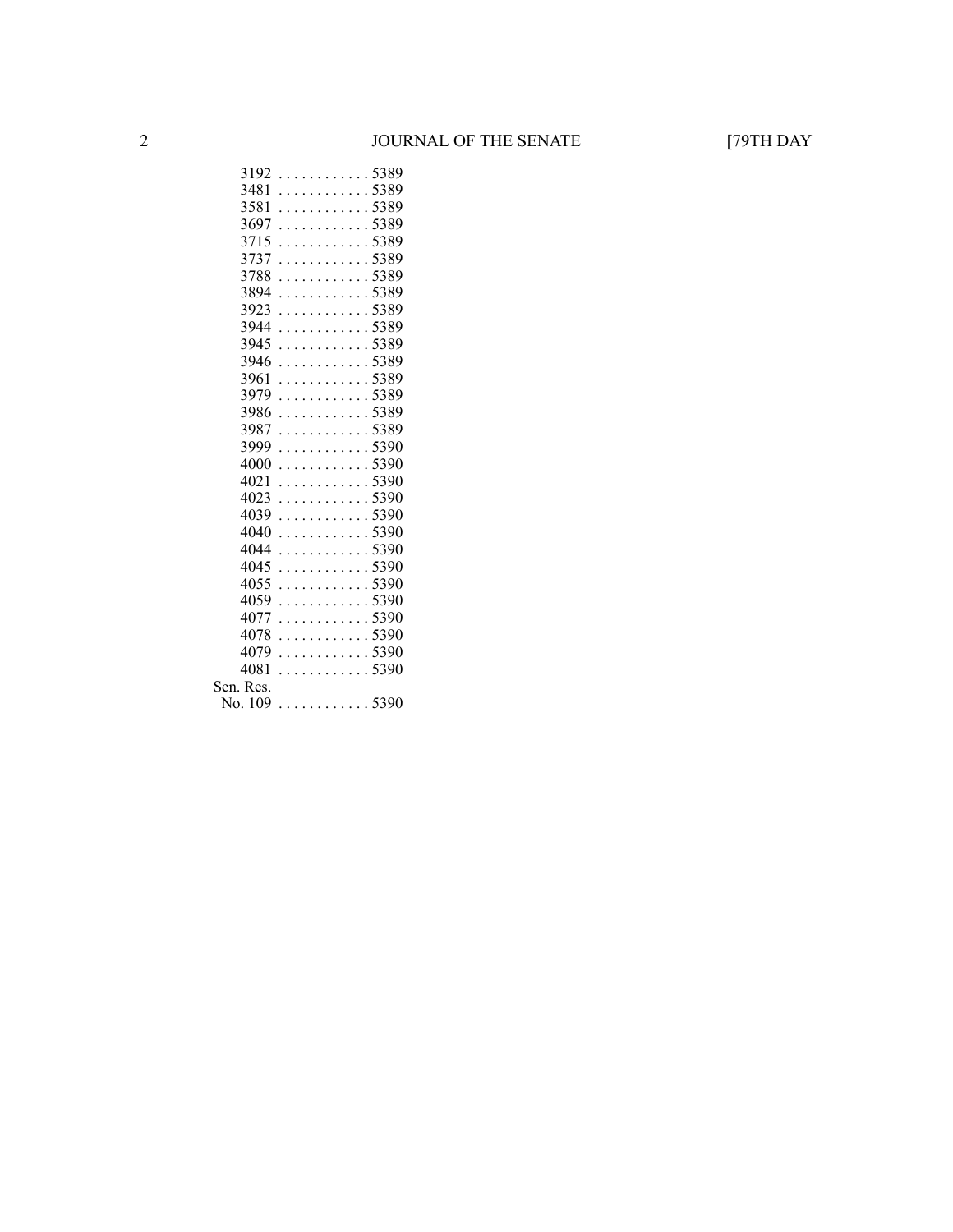3192 . . . . . . . . . . . . 5389
3481 . . . . . . . . . . . . 5389
3581 . . . . . . . . . . . . 5389
3697 . . . . . . . . . . . . 5389
3715 . . . . . . . . . . . . 5389
3737 . . . . . . . . . . . . 5389
3788 . . . . . . . . . . . . 5389
3894 . . . . . . . . . . . . 5389
3923 . . . . . . . . . . . . 5389
3944 . . . . . . . . . . . . 5389
3945 . . . . . . . . . . . . 5389
3946 . . . . . . . . . . . . 5389
3961 . . . . . . . . . . . . 5389
3979 . . . . . . . . . . . . 5389
3986 . . . . . . . . . . . . 5389
3987 . . . . . . . . . . . . 5389
3999 . . . . . . . . . . . . 5390
4000 . . . . . . . . . . . . 5390
4021 . . . . . . . . . . . . 5390
4023 . . . . . . . . . . . . 5390
4039 . . . . . . . . . . . . 5390
4040 . . . . . . . . . . . . 5390
4044 . . . . . . . . . . . . 5390
4045 . . . . . . . . . . . . 5390
4055 . . . . . . . . . . . . 5390
4059 . . . . . . . . . . . . 5390
4077 . . . . . . . . . . . . 5390
4078 . . . . . . . . . . . . 5390
4079 . . . . . . . . . . . . 5390
4081 . . . . . . . . . . . . 5390

Sen. Res.
No. 109 . . . . . . . . . . . . 5390